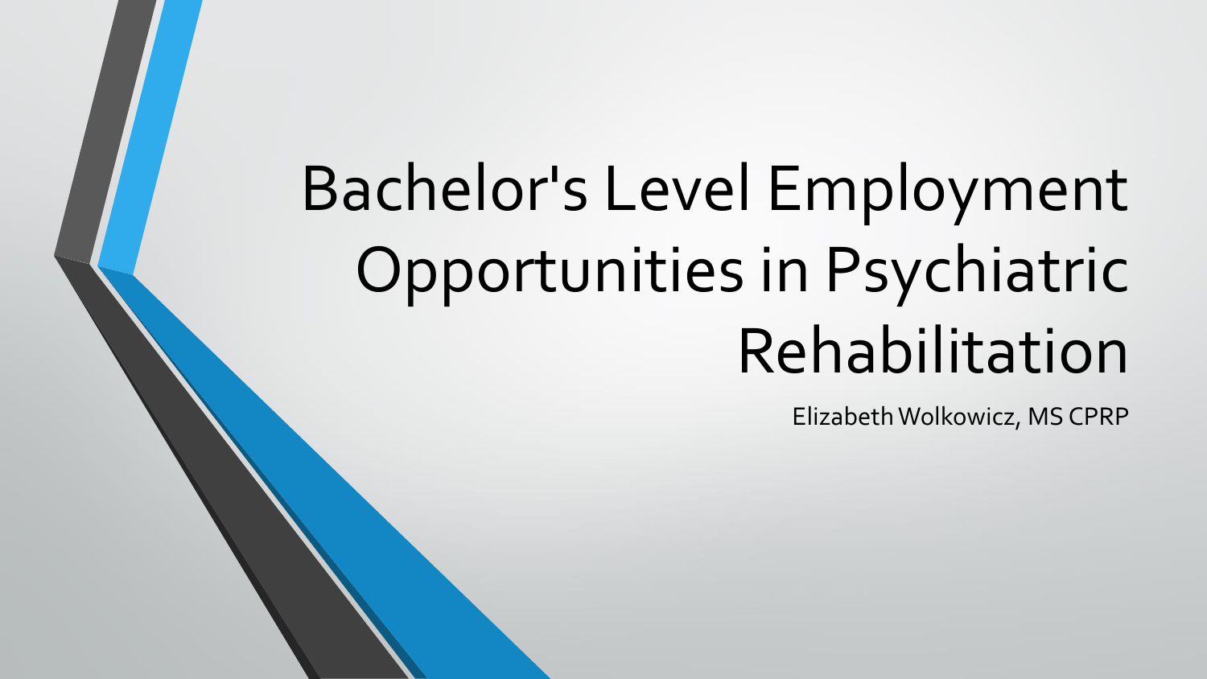# Bachelor's Level Employment Opportunities in Psychiatric Rehabilitation

Elizabeth Wolkowicz, MS CPRP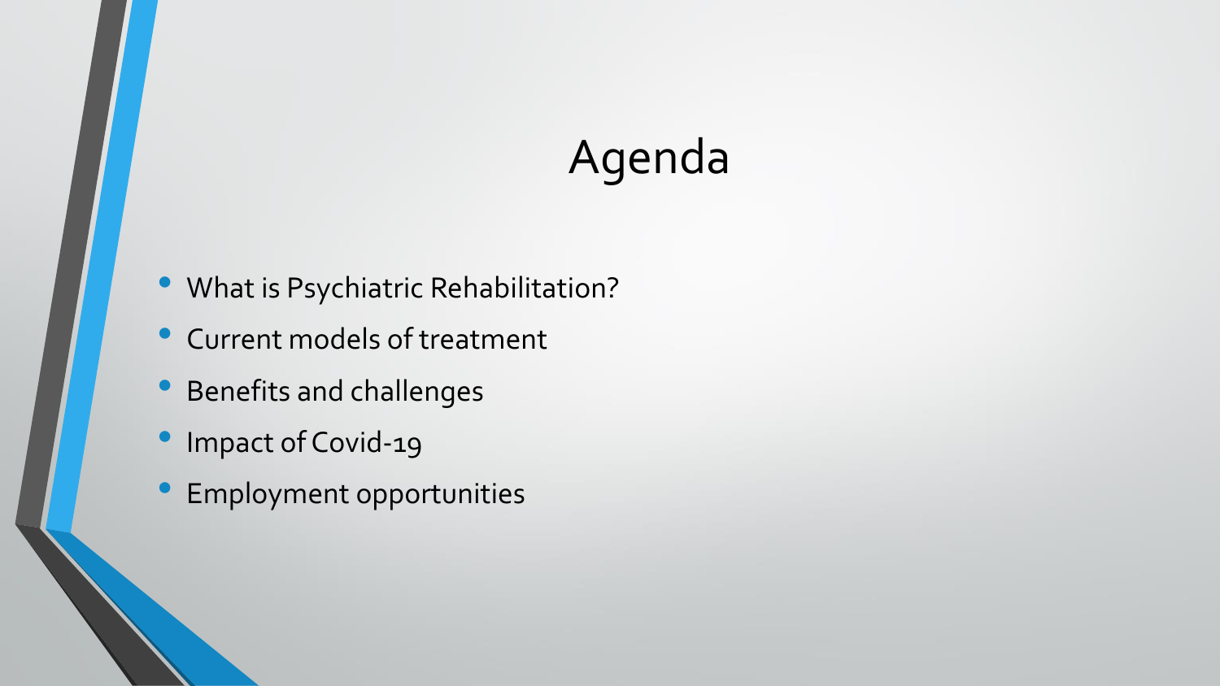# Agenda

- What is Psychiatric Rehabilitation?
- Current models of treatment
- Benefits and challenges
- Impact of Covid-19
- Employment opportunities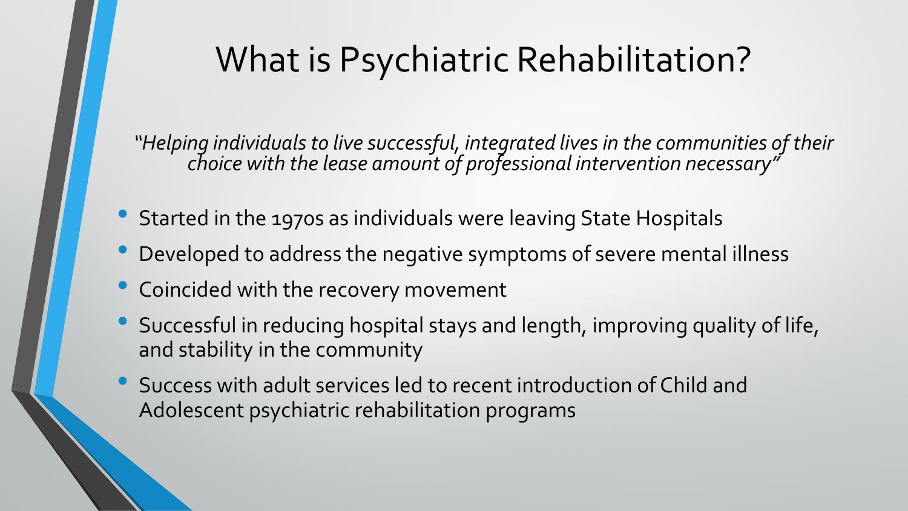# What is Psychiatric Rehabilitation?

*"Helping individuals to live successful, integrated lives in the communities of their choice with the lease amount of professional intervention necessary"*

- Started in the 1970s as individuals were leaving State Hospitals
- Developed to address the negative symptoms of severe mental illness
- Coincided with the recovery movement
- Successful in reducing hospital stays and length, improving quality of life, and stability in the community
- Success with adult services led to recent introduction of Child and Adolescent psychiatric rehabilitation programs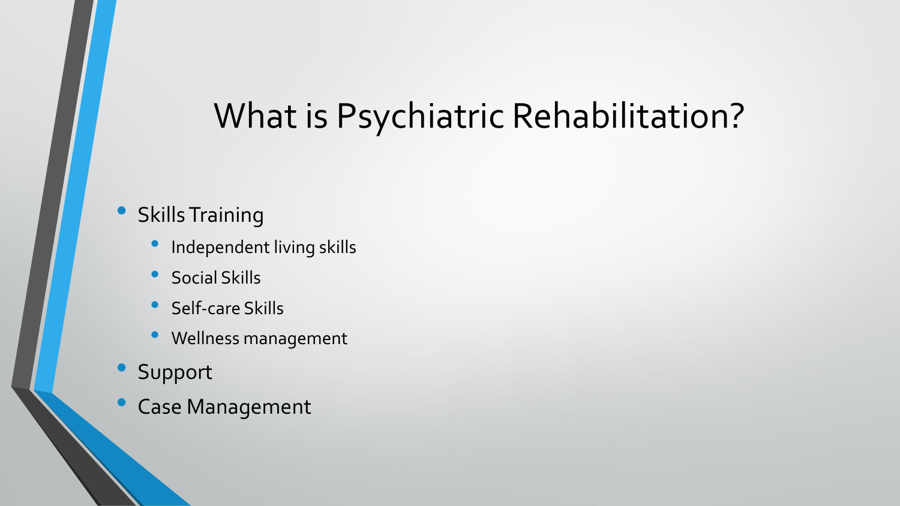# What is Psychiatric Rehabilitation?

- Skills Training
  - Independent living skills
  - Social Skills
  - Self-care Skills
  - Wellness management
- Support
- Case Management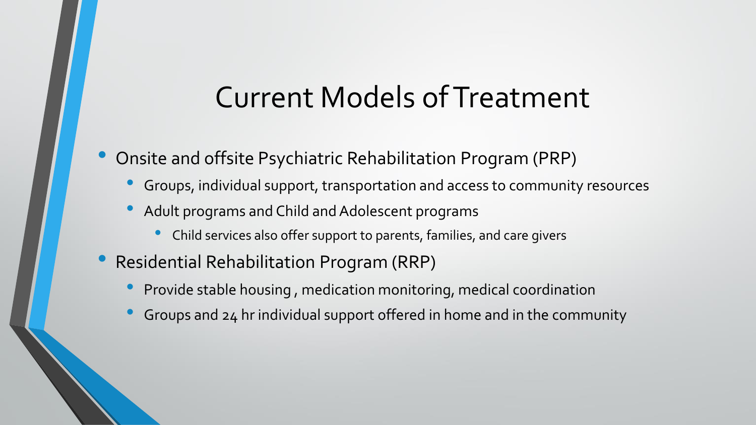# Current Models of Treatment

- Onsite and offsite Psychiatric Rehabilitation Program (PRP)
  - Groups, individual support, transportation and access to community resources
  - Adult programs and Child and Adolescent programs
    - Child services also offer support to parents, families, and care givers
- Residential Rehabilitation Program (RRP)
  - Provide stable housing , medication monitoring, medical coordination
  - Groups and 24 hr individual support offered in home and in the community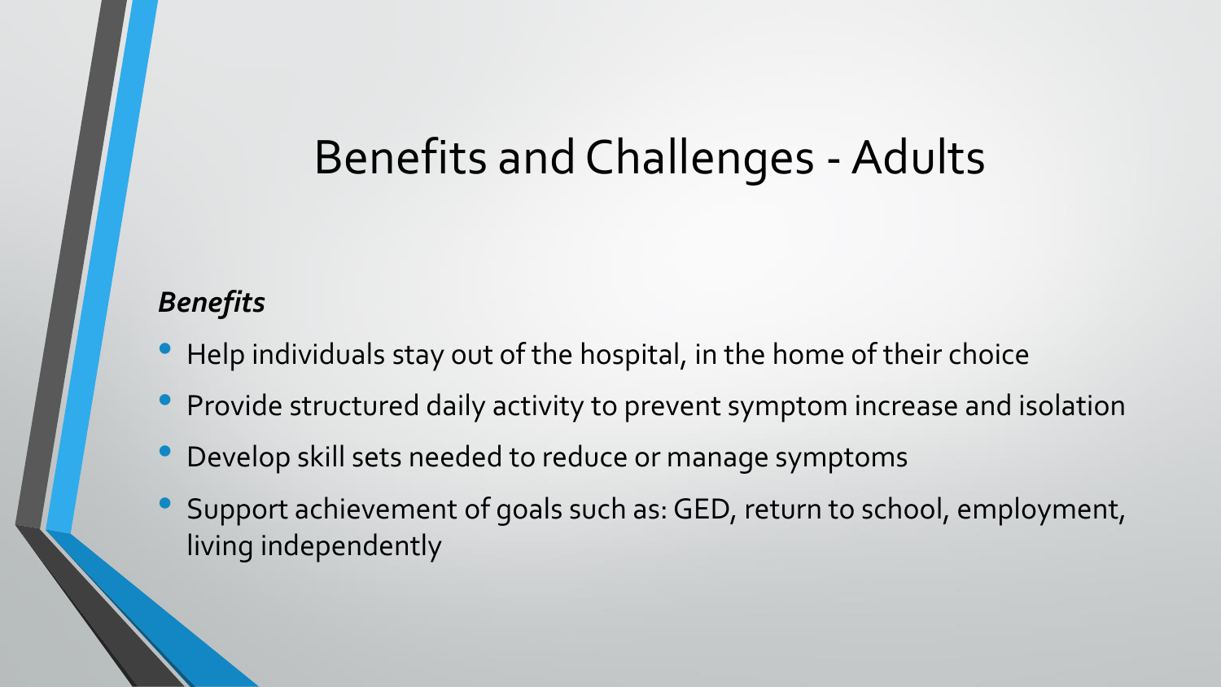# Benefits and Challenges - Adults

***Benefits***

- Help individuals stay out of the hospital, in the home of their choice
- Provide structured daily activity to prevent symptom increase and isolation
- Develop skill sets needed to reduce or manage symptoms
- Support achievement of goals such as: GED, return to school, employment, living independently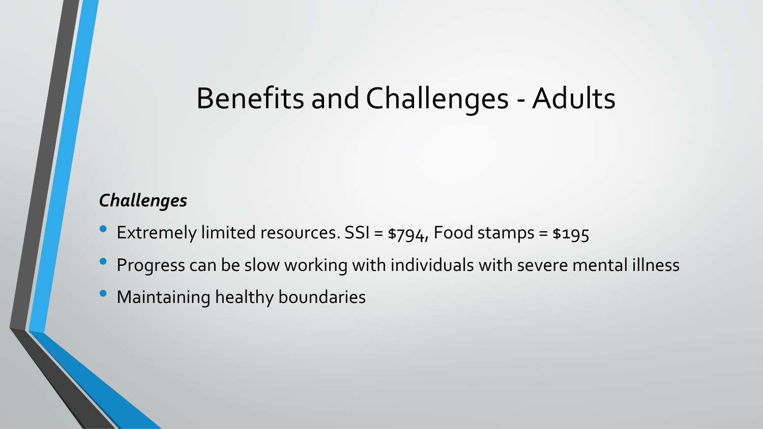# Benefits and Challenges - Adults

***Challenges***

- Extremely limited resources. SSI = $794, Food stamps = $195
- Progress can be slow working with individuals with severe mental illness
- Maintaining healthy boundaries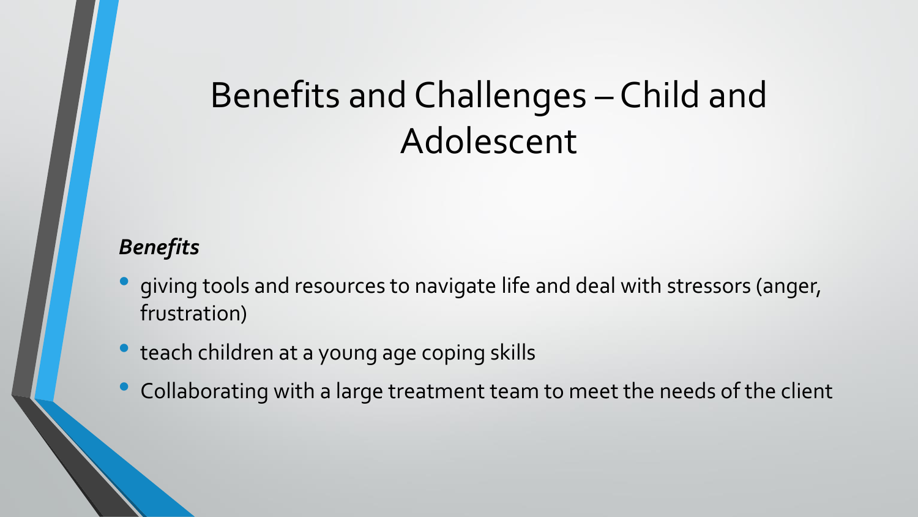# Benefits and Challenges – Child and Adolescent

***Benefits***

- giving tools and resources to navigate life and deal with stressors (anger, frustration)
- teach children at a young age coping skills
- Collaborating with a large treatment team to meet the needs of the client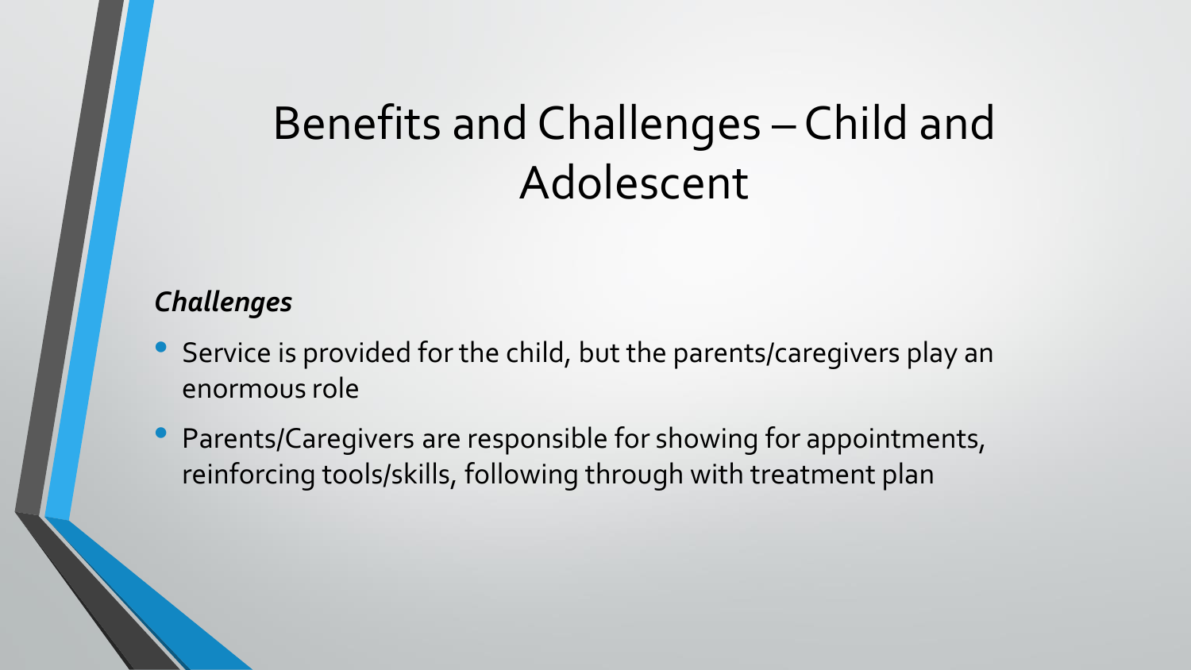# Benefits and Challenges – Child and Adolescent

***Challenges***

- Service is provided for the child, but the parents/caregivers play an enormous role
- Parents/Caregivers are responsible for showing for appointments, reinforcing tools/skills, following through with treatment plan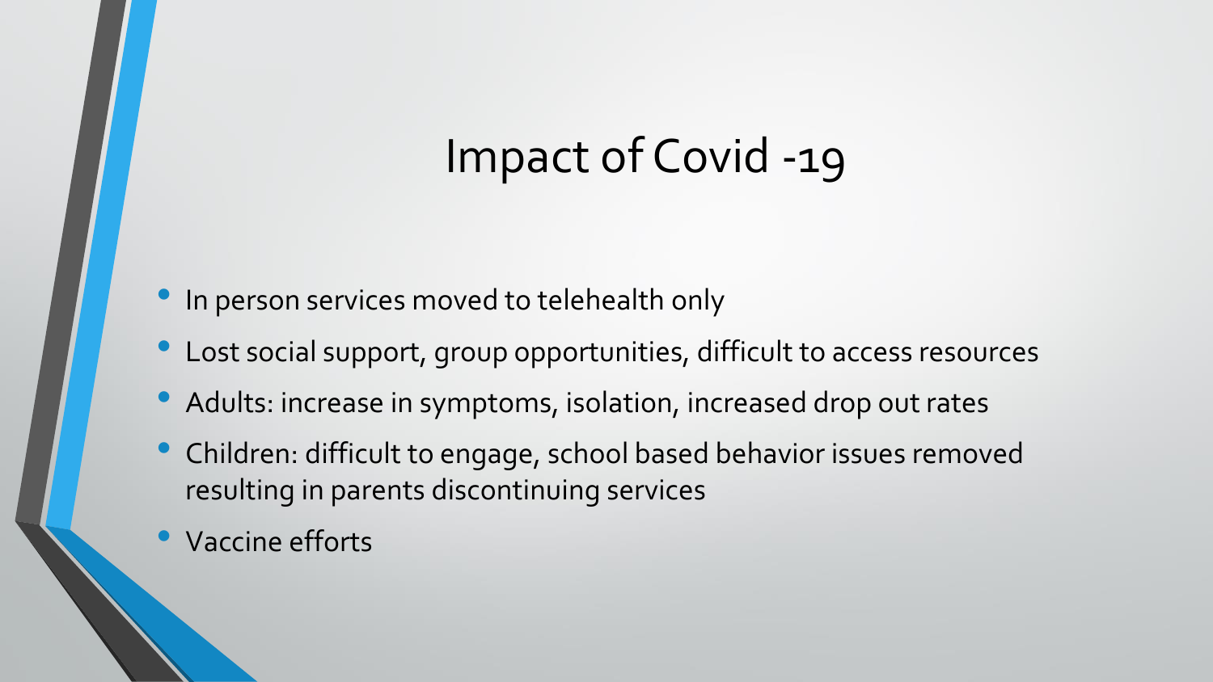# Impact of Covid -19

- In person services moved to telehealth only
- Lost social support, group opportunities, difficult to access resources
- Adults: increase in symptoms, isolation, increased drop out rates
- Children: difficult to engage, school based behavior issues removed resulting in parents discontinuing services
- Vaccine efforts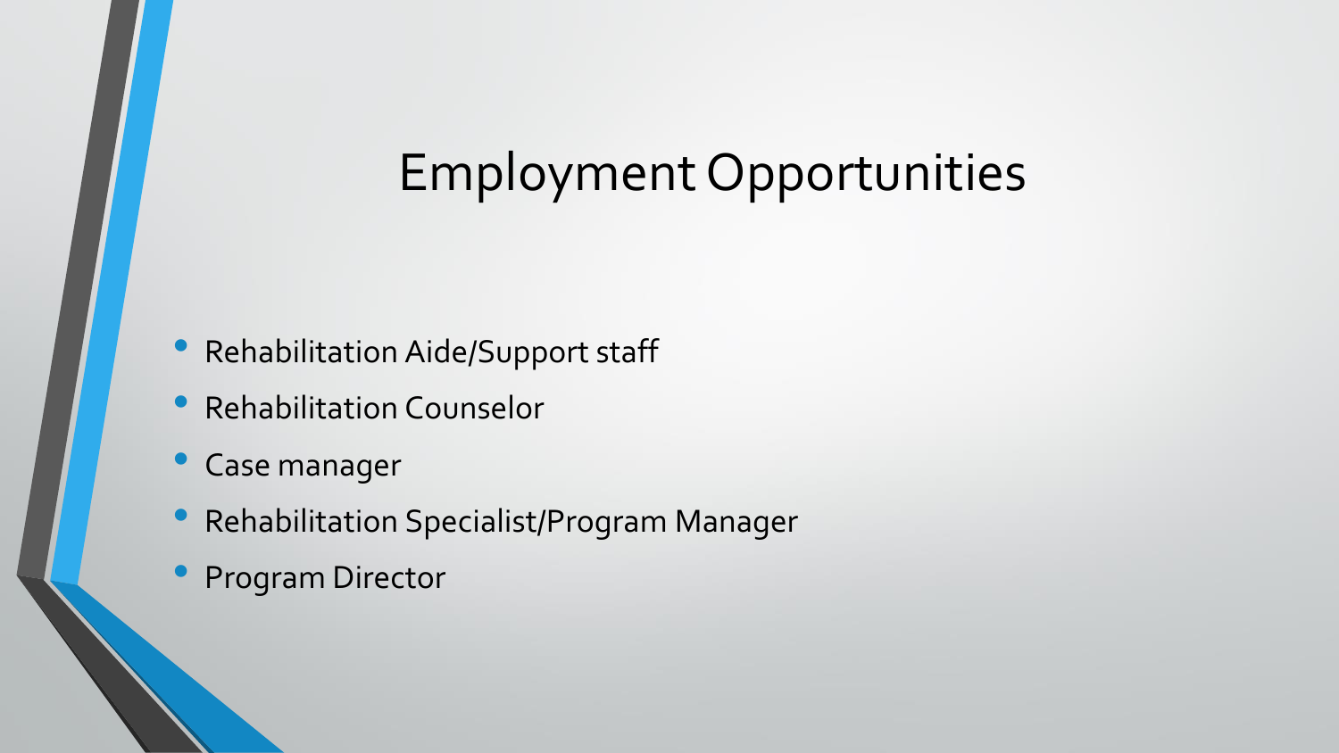# Employment Opportunities

- Rehabilitation Aide/Support staff
- Rehabilitation Counselor
- Case manager
- Rehabilitation Specialist/Program Manager
- Program Director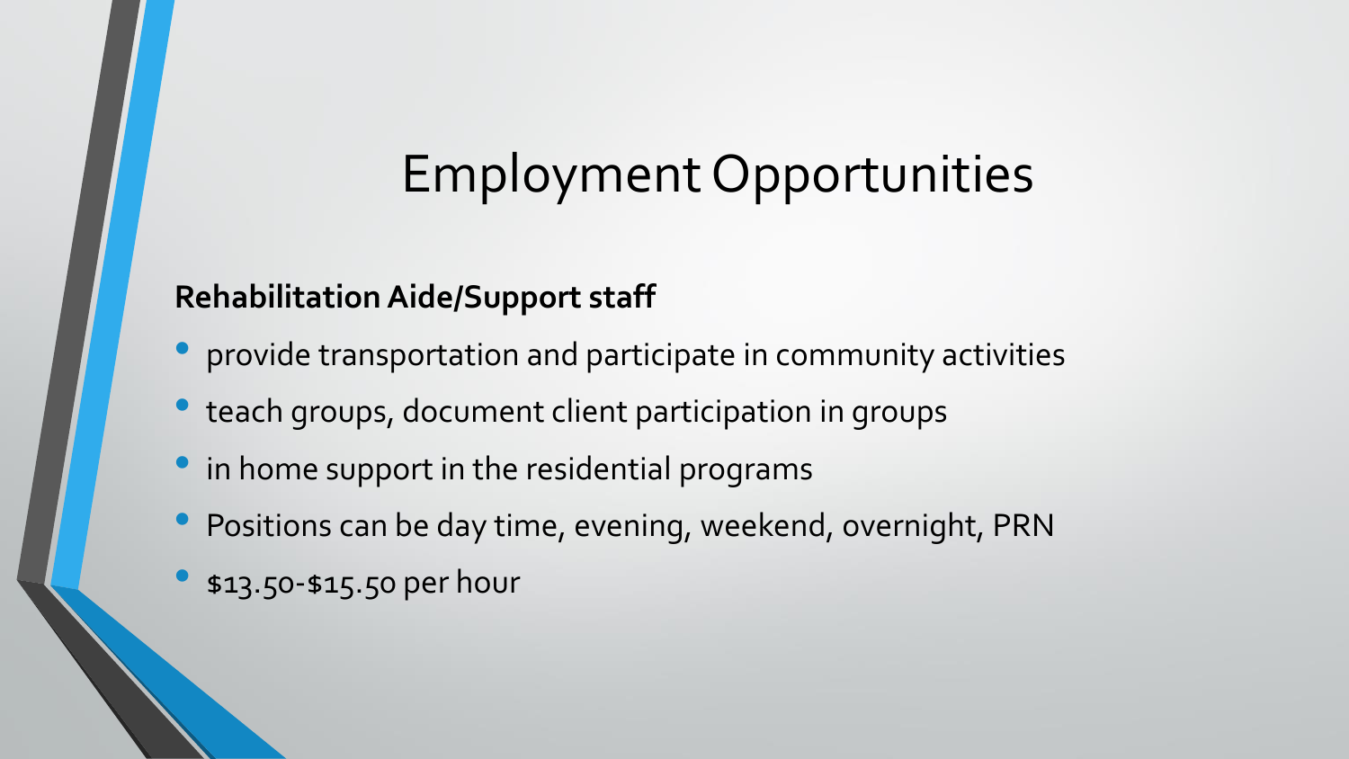# Employment Opportunities

**Rehabilitation Aide/Support staff**

- provide transportation and participate in community activities
- teach groups, document client participation in groups
- in home support in the residential programs
- Positions can be day time, evening, weekend, overnight, PRN
- $13.50-$15.50 per hour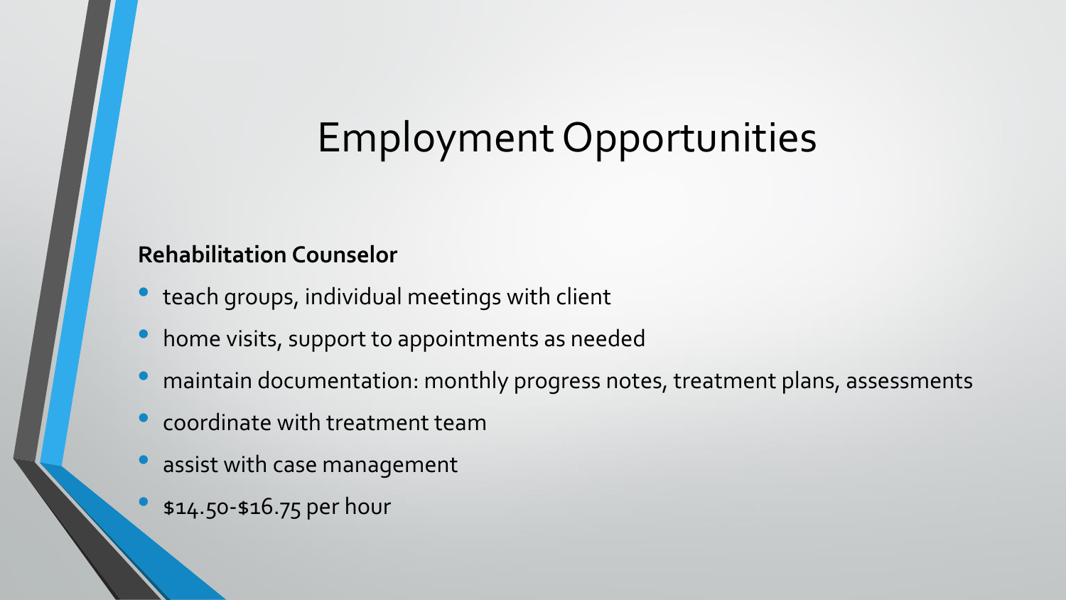# Employment Opportunities

**Rehabilitation Counselor**

- teach groups, individual meetings with client
- home visits, support to appointments as needed
- maintain documentation: monthly progress notes, treatment plans, assessments
- coordinate with treatment team
- assist with case management
- $14.50-$16.75 per hour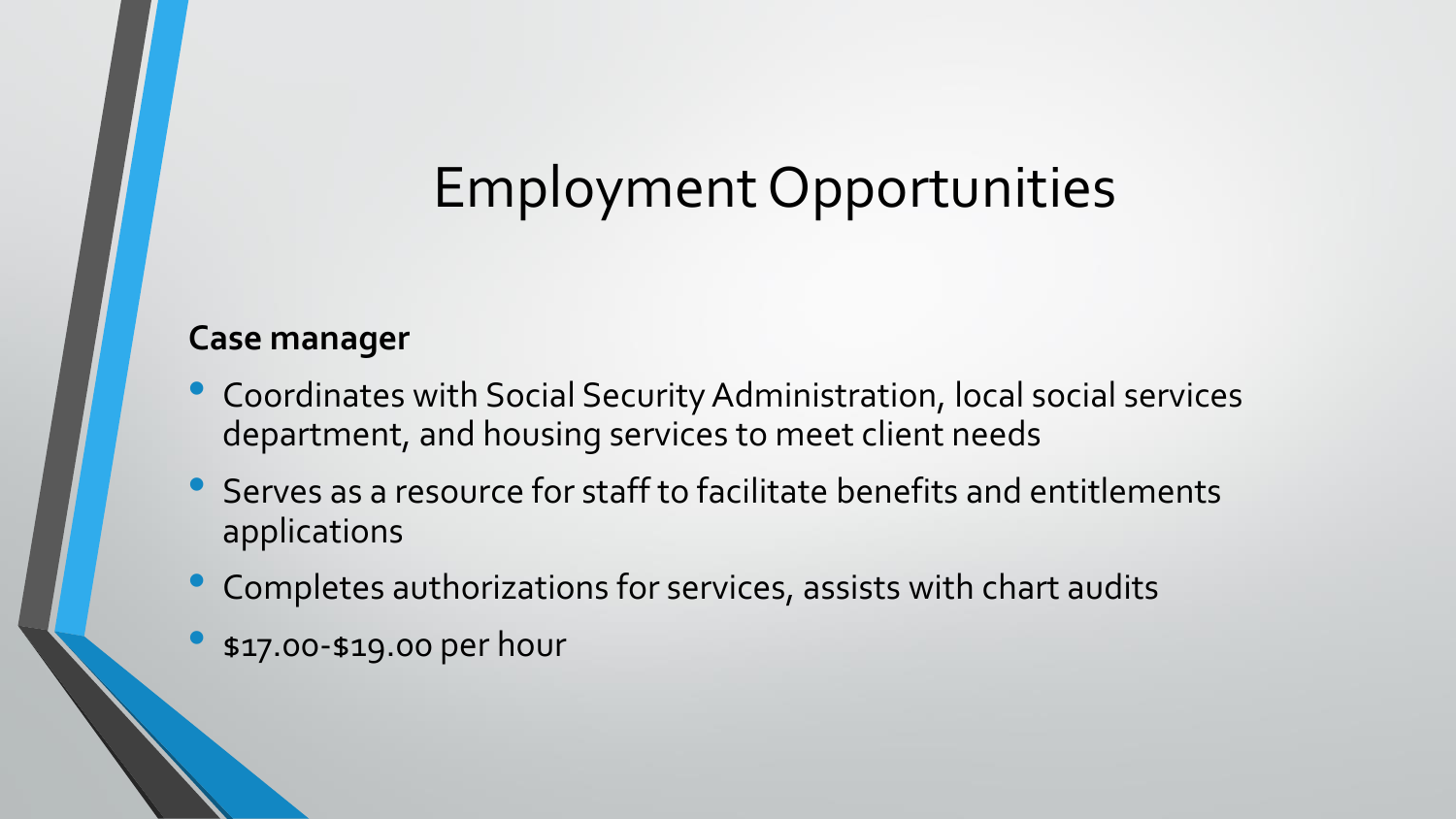# Employment Opportunities

**Case manager**

- Coordinates with Social Security Administration, local social services department, and housing services to meet client needs
- Serves as a resource for staff to facilitate benefits and entitlements applications
- Completes authorizations for services, assists with chart audits
- $17.00-$19.00 per hour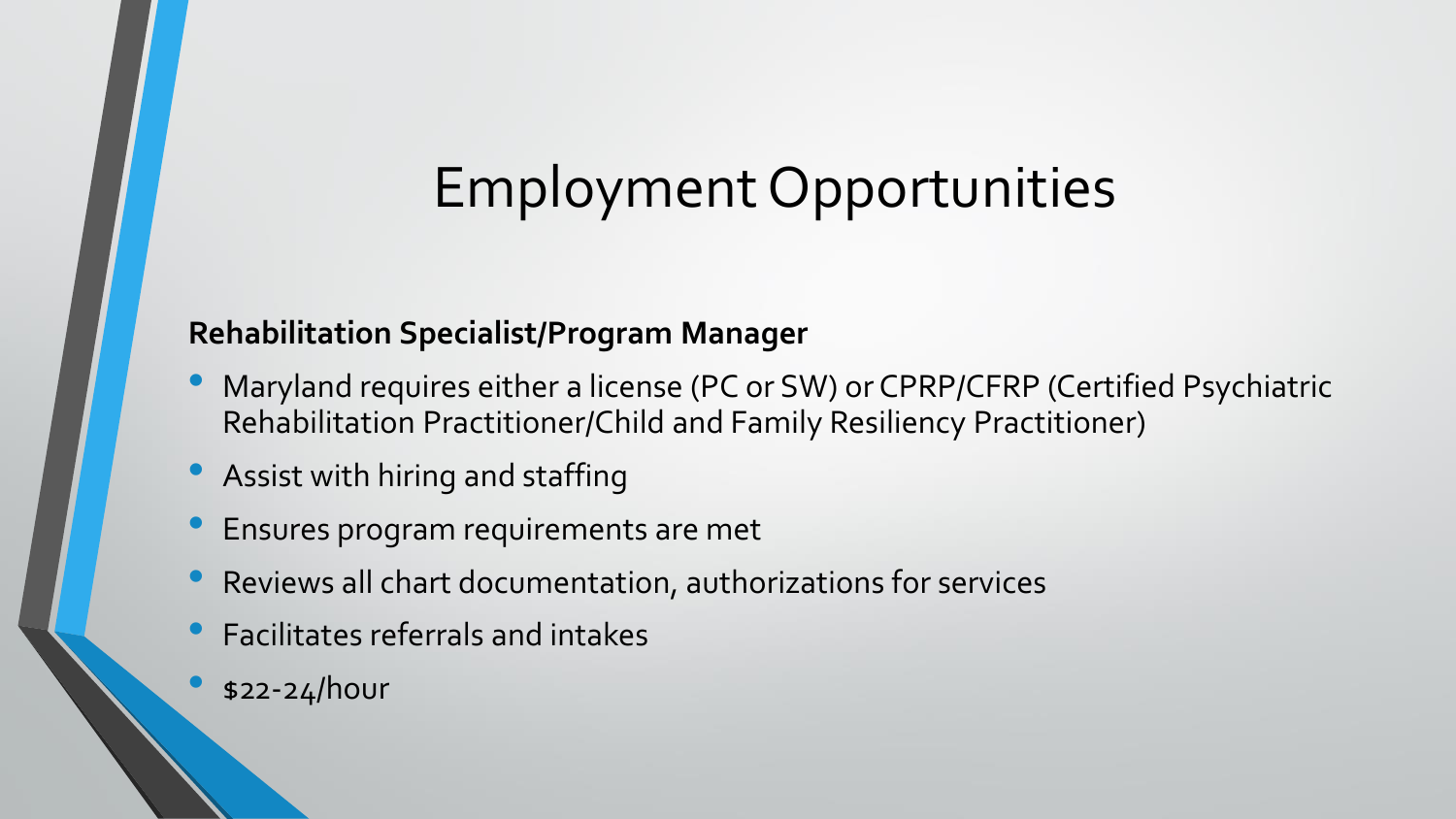# Employment Opportunities

**Rehabilitation Specialist/Program Manager**

- Maryland requires either a license (PC or SW) or CPRP/CFRP (Certified Psychiatric Rehabilitation Practitioner/Child and Family Resiliency Practitioner)
- Assist with hiring and staffing
- Ensures program requirements are met
- Reviews all chart documentation, authorizations for services
- Facilitates referrals and intakes
- $22-24/hour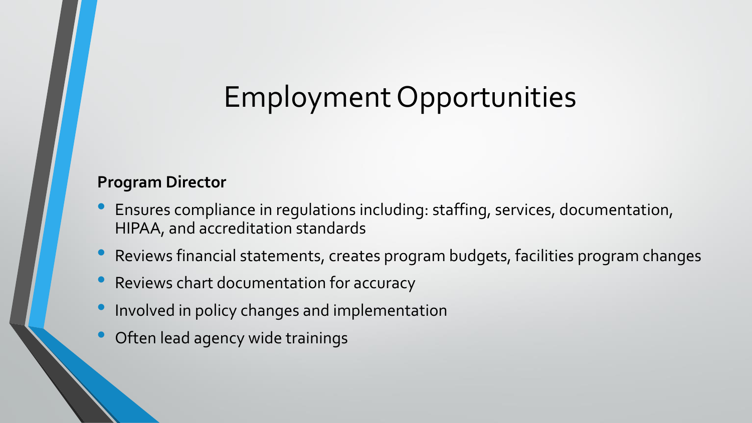# Employment Opportunities

**Program Director**

- Ensures compliance in regulations including: staffing, services, documentation, HIPAA, and accreditation standards
- Reviews financial statements, creates program budgets, facilities program changes
- Reviews chart documentation for accuracy
- Involved in policy changes and implementation
- Often lead agency wide trainings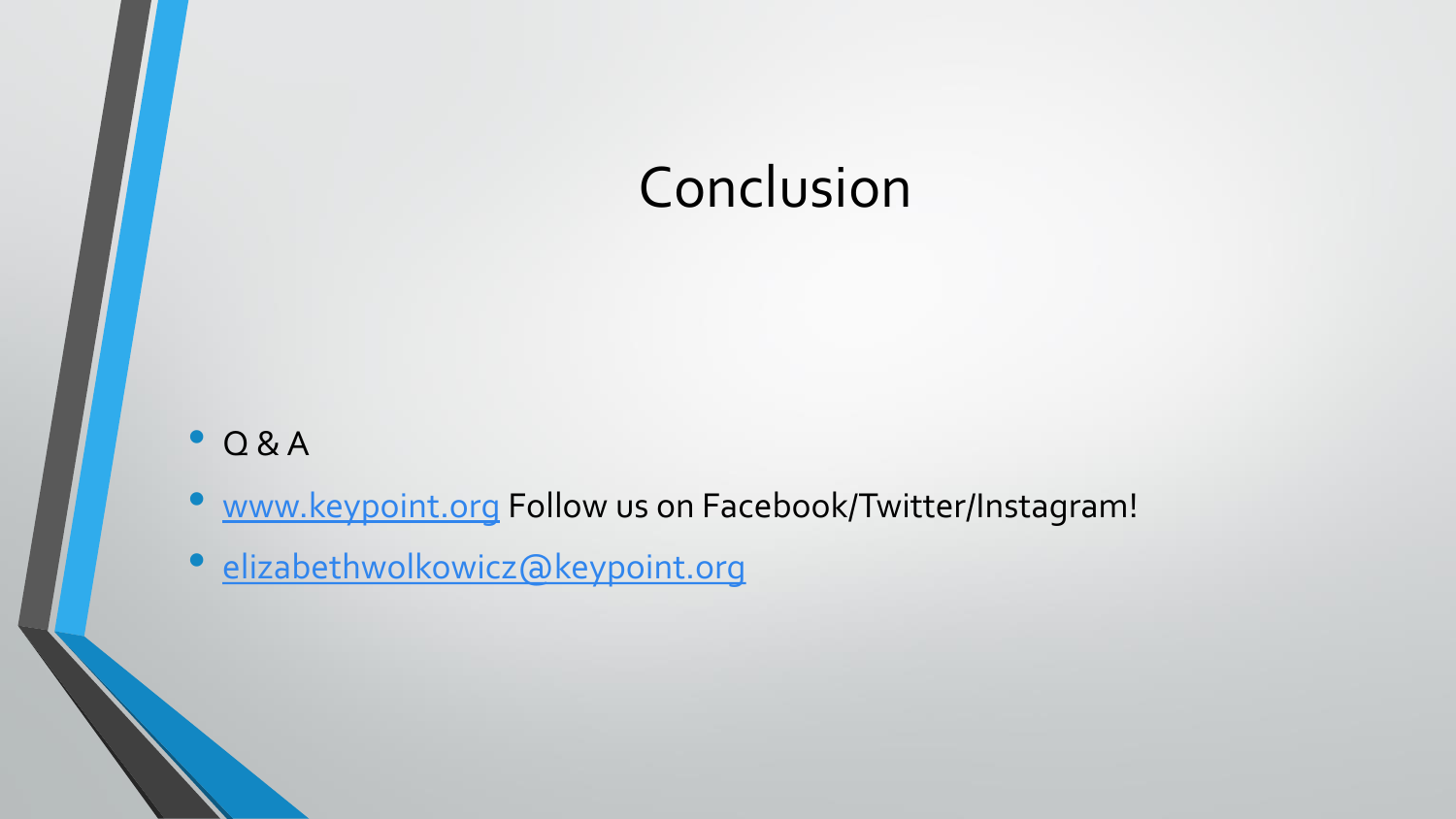# Conclusion

- Q & A
- www.keypoint.org Follow us on Facebook/Twitter/Instagram!
- elizabethwolkowicz@keypoint.org